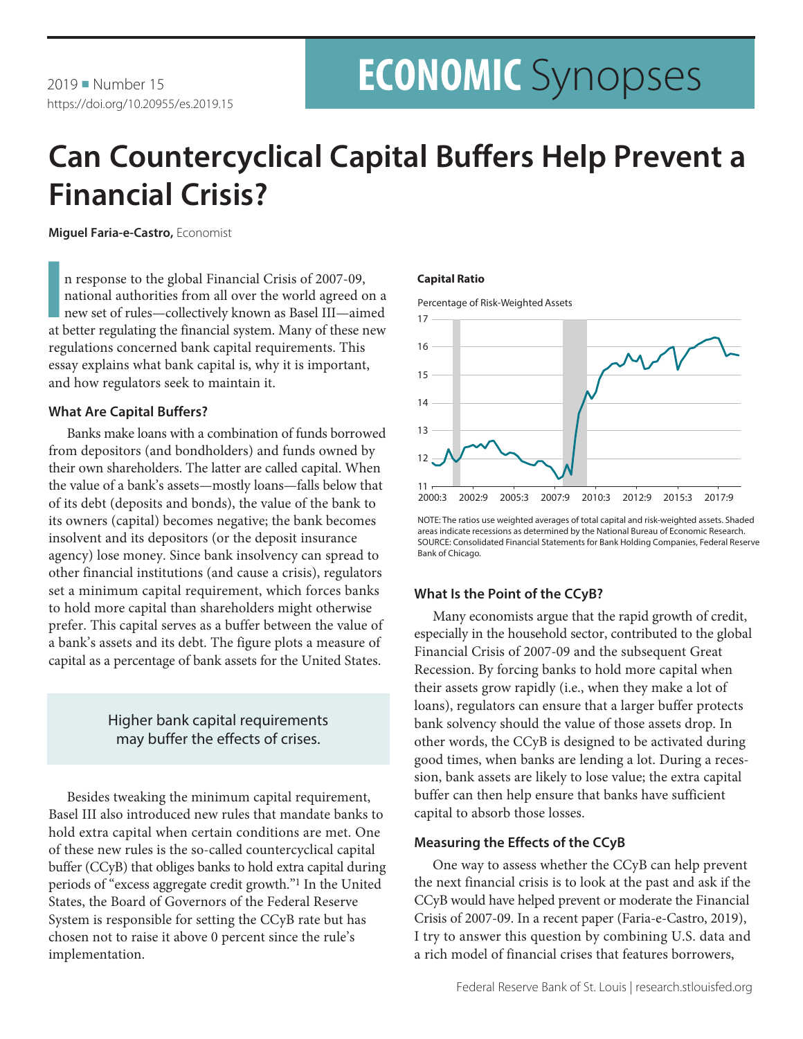2019 ■ Number 15
https://doi.org/10.20955/es.2019.15

# Can Countercyclical Capital Buffers Help Prevent a Financial Crisis?

**Miguel Faria-e-Castro,** Economist

In response to the global Financial Crisis of 2007-09, national authorities from all over the world agreed on a new set of rules—collectively known as Basel III—aimed at better regulating the financial system. Many of these new regulations concerned bank capital requirements. This essay explains what bank capital is, why it is important, and how regulators seek to maintain it.

### What Are Capital Buffers?

Banks make loans with a combination of funds borrowed from depositors (and bondholders) and funds owned by their own shareholders. The latter are called capital. When the value of a bank's assets—mostly loans—falls below that of its debt (deposits and bonds), the value of the bank to its owners (capital) becomes negative; the bank becomes insolvent and its depositors (or the deposit insurance agency) lose money. Since bank insolvency can spread to other financial institutions (and cause a crisis), regulators set a minimum capital requirement, which forces banks to hold more capital than shareholders might otherwise prefer. This capital serves as a buffer between the value of a bank's assets and its debt. The figure plots a measure of capital as a percentage of bank assets for the United States.

> Higher bank capital requirements may buffer the effects of crises.

Besides tweaking the minimum capital requirement, Basel III also introduced new rules that mandate banks to hold extra capital when certain conditions are met. One of these new rules is the so-called countercyclical capital buffer (CCyB) that obliges banks to hold extra capital during periods of "excess aggregate credit growth."[1] In the United States, the Board of Governors of the Federal Reserve System is responsible for setting the CCyB rate but has chosen not to raise it above 0 percent since the rule's implementation.

**Capital Ratio**

Percentage of Risk-Weighted Assets

NOTE: The ratios use weighted averages of total capital and risk-weighted assets. Shaded areas indicate recessions as determined by the National Bureau of Economic Research.
SOURCE: Consolidated Financial Statements for Bank Holding Companies, Federal Reserve Bank of Chicago.

### What Is the Point of the CCyB?

Many economists argue that the rapid growth of credit, especially in the household sector, contributed to the global Financial Crisis of 2007-09 and the subsequent Great Recession. By forcing banks to hold more capital when their assets grow rapidly (i.e., when they make a lot of loans), regulators can ensure that a larger buffer protects bank solvency should the value of those assets drop. In other words, the CCyB is designed to be activated during good times, when banks are lending a lot. During a recession, bank assets are likely to lose value; the extra capital buffer can then help ensure that banks have sufficient capital to absorb those losses.

### Measuring the Effects of the CCyB

One way to assess whether the CCyB can help prevent the next financial crisis is to look at the past and ask if the CCyB would have helped prevent or moderate the Financial Crisis of 2007-09. In a recent paper (Faria-e-Castro, 2019), I try to answer this question by combining U.S. data and a rich model of financial crises that features borrowers,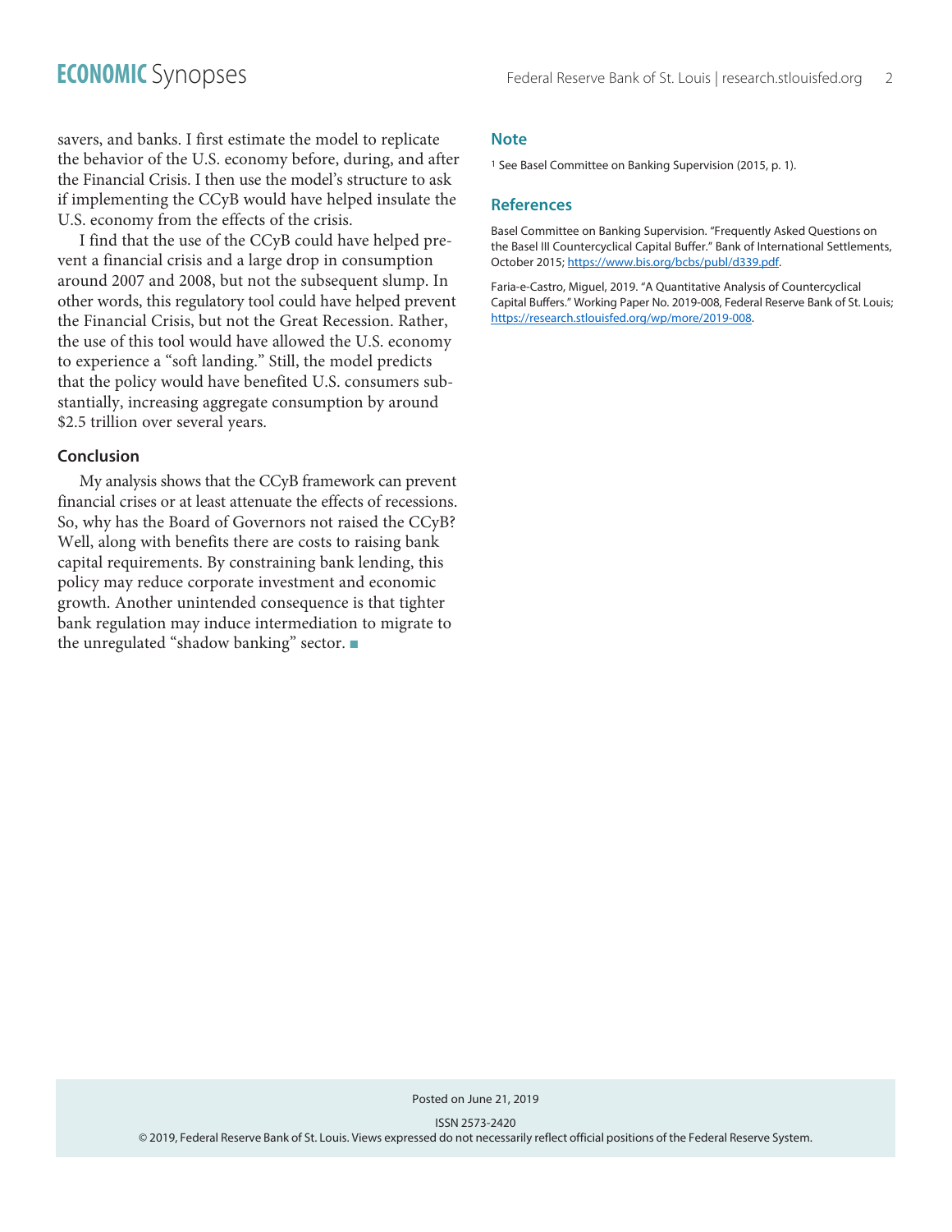savers, and banks. I first estimate the model to replicate the behavior of the U.S. economy before, during, and after the Financial Crisis. I then use the model's structure to ask if implementing the CCyB would have helped insulate the U.S. economy from the effects of the crisis.

I find that the use of the CCyB could have helped prevent a financial crisis and a large drop in consumption around 2007 and 2008, but not the subsequent slump. In other words, this regulatory tool could have helped prevent the Financial Crisis, but not the Great Recession. Rather, the use of this tool would have allowed the U.S. economy to experience a "soft landing." Still, the model predicts that the policy would have benefited U.S. consumers substantially, increasing aggregate consumption by around $2.5 trillion over several years.

## Conclusion

My analysis shows that the CCyB framework can prevent financial crises or at least attenuate the effects of recessions. So, why has the Board of Governors not raised the CCyB? Well, along with benefits there are costs to raising bank capital requirements. By constraining bank lending, this policy may reduce corporate investment and economic growth. Another unintended consequence is that tighter bank regulation may induce intermediation to migrate to the unregulated "shadow banking" sector. ■

## Note

[1] See Basel Committee on Banking Supervision (2015, p. 1).

## References

Basel Committee on Banking Supervision. "Frequently Asked Questions on the Basel III Countercyclical Capital Buffer." Bank of International Settlements, October 2015; https://www.bis.org/bcbs/publ/d339.pdf.

Faria-e-Castro, Miguel, 2019. "A Quantitative Analysis of Countercyclical Capital Buffers." Working Paper No. 2019-008, Federal Reserve Bank of St. Louis; https://research.stlouisfed.org/wp/more/2019-008.

Posted on June 21, 2019

ISSN 2573-2420

© 2019, Federal Reserve Bank of St. Louis. Views expressed do not necessarily reflect official positions of the Federal Reserve System.